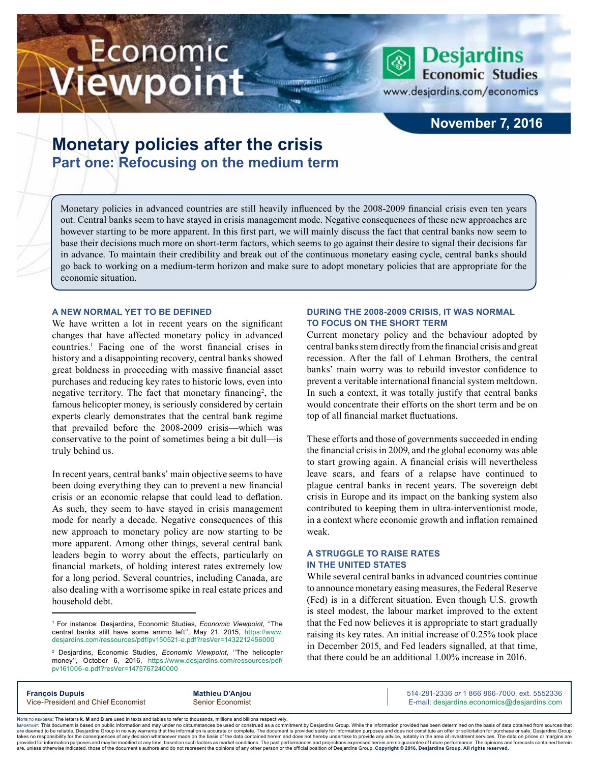# Economic Viewpoint

**Desjardins Economic Studies**
www.desjardins.com/economics

**November 7, 2016**

# Monetary policies after the crisis

## Part one: Refocusing on the medium term

Monetary policies in advanced countries are still heavily influenced by the 2008-2009 financial crisis even ten years out. Central banks seem to have stayed in crisis management mode. Negative consequences of these new approaches are however starting to be more apparent. In this first part, we will mainly discuss the fact that central banks now seem to base their decisions much more on short-term factors, which seems to go against their desire to signal their decisions far in advance. To maintain their credibility and break out of the continuous monetary easing cycle, central banks should go back to working on a medium-term horizon and make sure to adopt monetary policies that are appropriate for the economic situation.

### A NEW NORMAL YET TO BE DEFINED

We have written a lot in recent years on the significant changes that have affected monetary policy in advanced countries.[1] Facing one of the worst financial crises in history and a disappointing recovery, central banks showed great boldness in proceeding with massive financial asset purchases and reducing key rates to historic lows, even into negative territory. The fact that monetary financing[2], the famous helicopter money, is seriously considered by certain experts clearly demonstrates that the central bank regime that prevailed before the 2008-2009 crisis—which was conservative to the point of sometimes being a bit dull—is truly behind us.

In recent years, central banks' main objective seems to have been doing everything they can to prevent a new financial crisis or an economic relapse that could lead to deflation. As such, they seem to have stayed in crisis management mode for nearly a decade. Negative consequences of this new approach to monetary policy are now starting to be more apparent. Among other things, several central bank leaders begin to worry about the effects, particularly on financial markets, of holding interest rates extremely low for a long period. Several countries, including Canada, are also dealing with a worrisome spike in real estate prices and household debt.

### DURING THE 2008-2009 CRISIS, IT WAS NORMAL TO FOCUS ON THE SHORT TERM

Current monetary policy and the behaviour adopted by central banks stem directly from the financial crisis and great recession. After the fall of Lehman Brothers, the central banks' main worry was to rebuild investor confidence to prevent a veritable international financial system meltdown. In such a context, it was totally justify that central banks would concentrate their efforts on the short term and be on top of all financial market fluctuations.

These efforts and those of governments succeeded in ending the financial crisis in 2009, and the global economy was able to start growing again. A financial crisis will nevertheless leave scars, and fears of a relapse have continued to plague central banks in recent years. The sovereign debt crisis in Europe and its impact on the banking system also contributed to keeping them in ultra-interventionist mode, in a context where economic growth and inflation remained weak.

### A STRUGGLE TO RAISE RATES IN THE UNITED STATES

While several central banks in advanced countries continue to announce monetary easing measures, the Federal Reserve (Fed) is in a different situation. Even though U.S. growth is steel modest, the labour market improved to the extent that the Fed now believes it is appropriate to start gradually raising its key rates. An initial increase of 0.25% took place in December 2015, and Fed leaders signalled, at that time, that there could be an additional 1.00% increase in 2016.

---

[1] For instance: Desjardins, Economic Studies, *Economic Viewpoint*, ''The central banks still have some ammo left'', May 21, 2015, https://www.desjardins.com/ressources/pdf/pv150521-e.pdf?resVer=1432212456000

[2] Desjardins, Economic Studies, *Economic Viewpoint*, ''The helicopter money'', October 6, 2016, https://www.desjardins.com/ressources/pdf/pv161006-e.pdf?resVer=1475767240000

---

**François Dupuis**
Vice-President and Chief Economist

**Mathieu D'Anjou**
Senior Economist

514-281-2336 *or* 1 866 866-7000, ext. 5552336
E-mail: desjardins.economics@desjardins.com

Note to readers: The letters **k**, **M** and **B** are used in texts and tables to refer to thousands, millions and billions respectively.

Important: This document is based on public information and may under no circumstances be used or construed as a commitment by Desjardins Group. While the information provided has been determined on the basis of data obtained from sources that are deemed to be reliable, Desjardins Group in no way warrants that the information is accurate or complete. The document is provided solely for information purposes and does not constitute an offer or solicitation for purchase or sale. Desjardins Group takes no responsibility for the consequences of any decision whatsoever made on the basis of the data contained herein and does not hereby undertake to provide any advice, notably in the area of investment services. The data on prices or margins are provided for information purposes and may be modified at any time, based on such factors as market conditions. The past performances and projections expressed herein are no guarantee of future performance. The opinions and forecasts contained herein are, unless otherwise indicated, those of the document's authors and do not represent the opinions of any other person or the official position of Desjardins Group. **Copyright © 2016, Desjardins Group. All rights reserved.**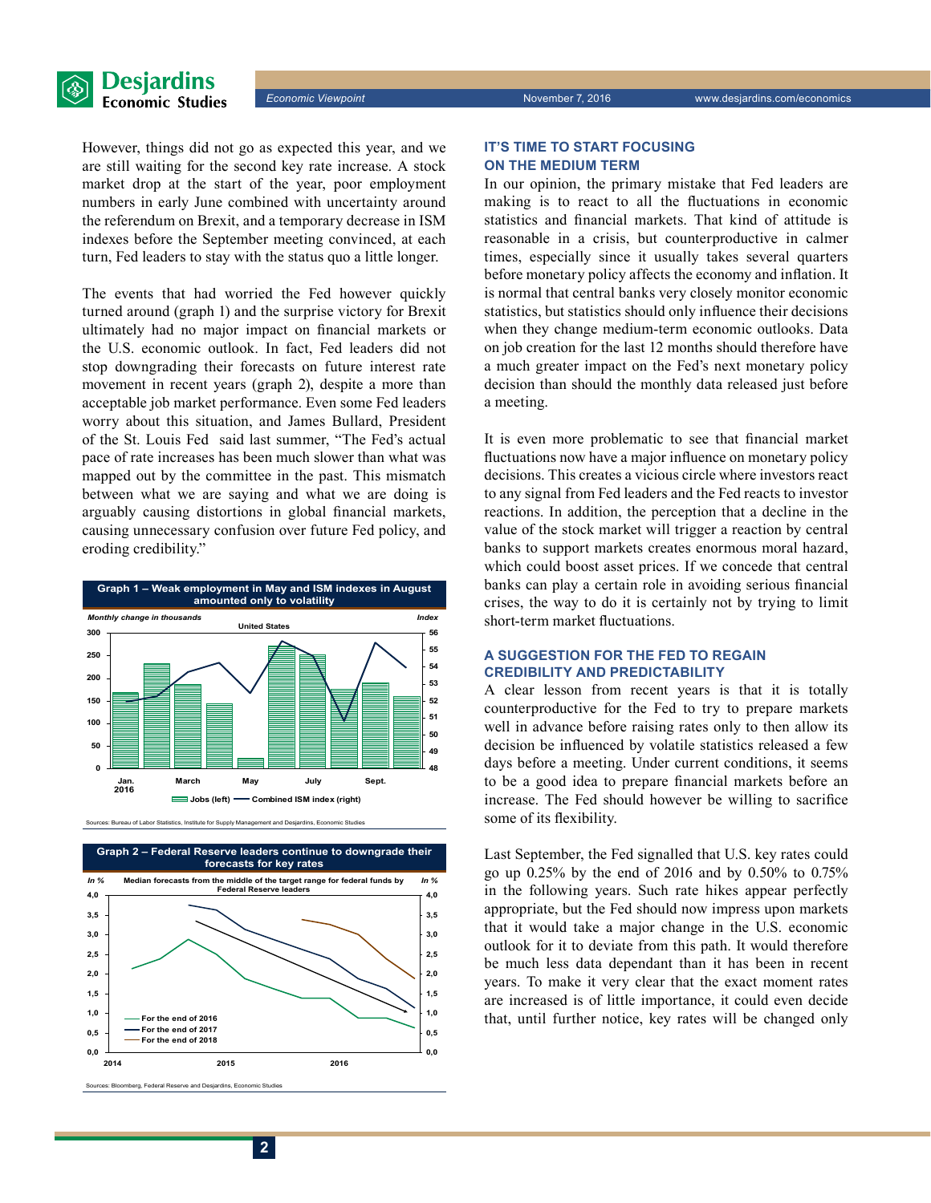However, things did not go as expected this year, and we are still waiting for the second key rate increase. A stock market drop at the start of the year, poor employment numbers in early June combined with uncertainty around the referendum on Brexit, and a temporary decrease in ISM indexes before the September meeting convinced, at each turn, Fed leaders to stay with the status quo a little longer.

The events that had worried the Fed however quickly turned around (graph 1) and the surprise victory for Brexit ultimately had no major impact on financial markets or the U.S. economic outlook. In fact, Fed leaders did not stop downgrading their forecasts on future interest rate movement in recent years (graph 2), despite a more than acceptable job market performance. Even some Fed leaders worry about this situation, and James Bullard, President of the St. Louis Fed said last summer, "The Fed's actual pace of rate increases has been much slower than what was mapped out by the committee in the past. This mismatch between what we are saying and what we are doing is arguably causing distortions in global financial markets, causing unnecessary confusion over future Fed policy, and eroding credibility."

**Graph 1 – Weak employment in May and ISM indexes in August amounted only to volatility**

Sources: Bureau of Labor Statistics, Institute for Supply Management and Desjardins, Economic Studies

**Graph 2 – Federal Reserve leaders continue to downgrade their forecasts for key rates**

Sources: Bloomberg, Federal Reserve and Desjardins, Economic Studies

## IT'S TIME TO START FOCUSING ON THE MEDIUM TERM

In our opinion, the primary mistake that Fed leaders are making is to react to all the fluctuations in economic statistics and financial markets. That kind of attitude is reasonable in a crisis, but counterproductive in calmer times, especially since it usually takes several quarters before monetary policy affects the economy and inflation. It is normal that central banks very closely monitor economic statistics, but statistics should only influence their decisions when they change medium-term economic outlooks. Data on job creation for the last 12 months should therefore have a much greater impact on the Fed's next monetary policy decision than should the monthly data released just before a meeting.

It is even more problematic to see that financial market fluctuations now have a major influence on monetary policy decisions. This creates a vicious circle where investors react to any signal from Fed leaders and the Fed reacts to investor reactions. In addition, the perception that a decline in the value of the stock market will trigger a reaction by central banks to support markets creates enormous moral hazard, which could boost asset prices. If we concede that central banks can play a certain role in avoiding serious financial crises, the way to do it is certainly not by trying to limit short-term market fluctuations.

## A SUGGESTION FOR THE FED TO REGAIN CREDIBILITY AND PREDICTABILITY

A clear lesson from recent years is that it is totally counterproductive for the Fed to try to prepare markets well in advance before raising rates only to then allow its decision be influenced by volatile statistics released a few days before a meeting. Under current conditions, it seems to be a good idea to prepare financial markets before an increase. The Fed should however be willing to sacrifice some of its flexibility.

Last September, the Fed signalled that U.S. key rates could go up 0.25% by the end of 2016 and by 0.50% to 0.75% in the following years. Such rate hikes appear perfectly appropriate, but the Fed should now impress upon markets that it would take a major change in the U.S. economic outlook for it to deviate from this path. It would therefore be much less data dependant than it has been in recent years. To make it very clear that the exact moment rates are increased is of little importance, it could even decide that, until further notice, key rates will be changed only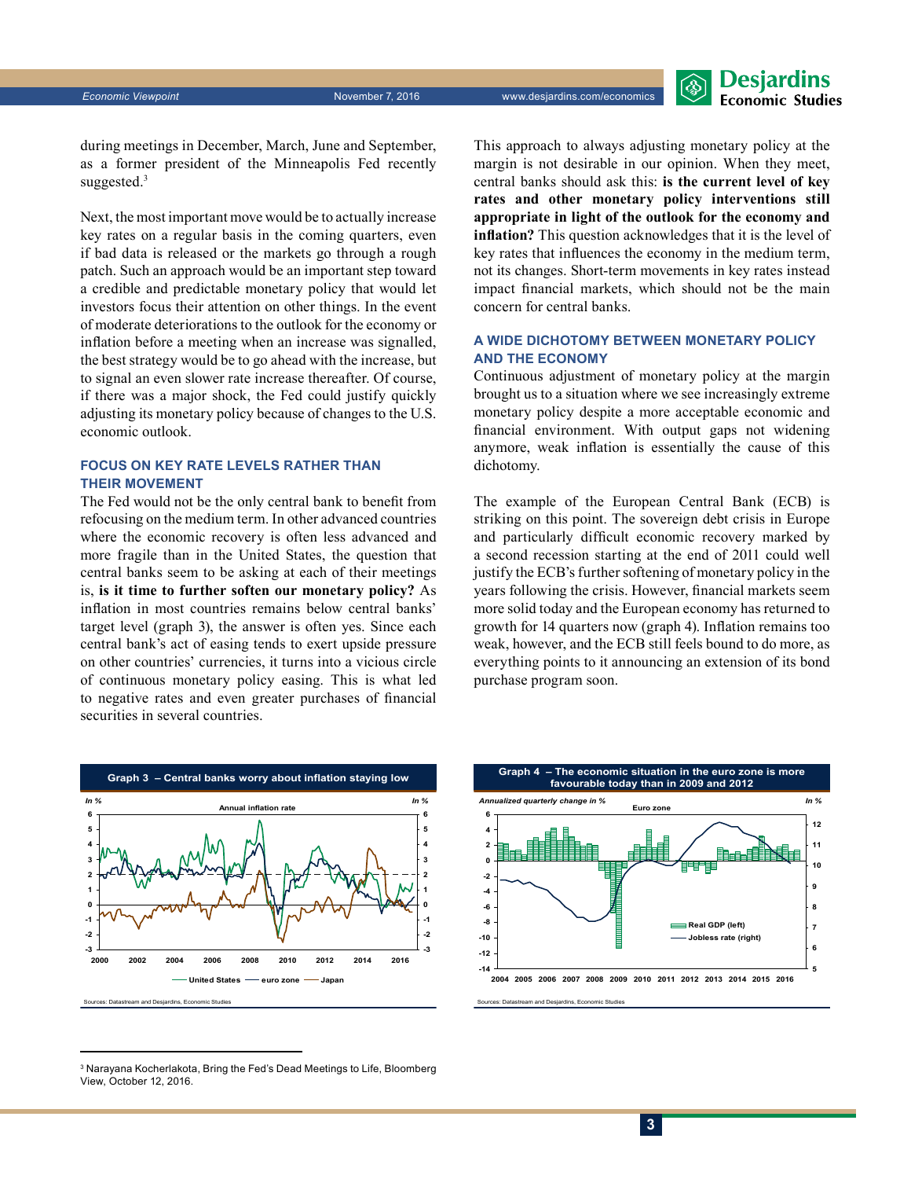during meetings in December, March, June and September, as a former president of the Minneapolis Fed recently suggested.[3]

Next, the most important move would be to actually increase key rates on a regular basis in the coming quarters, even if bad data is released or the markets go through a rough patch. Such an approach would be an important step toward a credible and predictable monetary policy that would let investors focus their attention on other things. In the event of moderate deteriorations to the outlook for the economy or inflation before a meeting when an increase was signalled, the best strategy would be to go ahead with the increase, but to signal an even slower rate increase thereafter. Of course, if there was a major shock, the Fed could justify quickly adjusting its monetary policy because of changes to the U.S. economic outlook.

## FOCUS ON KEY RATE LEVELS RATHER THAN THEIR MOVEMENT

The Fed would not be the only central bank to benefit from refocusing on the medium term. In other advanced countries where the economic recovery is often less advanced and more fragile than in the United States, the question that central banks seem to be asking at each of their meetings is, **is it time to further soften our monetary policy?** As inflation in most countries remains below central banks' target level (graph 3), the answer is often yes. Since each central bank's act of easing tends to exert upside pressure on other countries' currencies, it turns into a vicious circle of continuous monetary policy easing. This is what led to negative rates and even greater purchases of financial securities in several countries.

This approach to always adjusting monetary policy at the margin is not desirable in our opinion. When they meet, central banks should ask this: **is the current level of key rates and other monetary policy interventions still appropriate in light of the outlook for the economy and inflation?** This question acknowledges that it is the level of key rates that influences the economy in the medium term, not its changes. Short-term movements in key rates instead impact financial markets, which should not be the main concern for central banks.

## A WIDE DICHOTOMY BETWEEN MONETARY POLICY AND THE ECONOMY

Continuous adjustment of monetary policy at the margin brought us to a situation where we see increasingly extreme monetary policy despite a more acceptable economic and financial environment. With output gaps not widening anymore, weak inflation is essentially the cause of this dichotomy.

The example of the European Central Bank (ECB) is striking on this point. The sovereign debt crisis in Europe and particularly difficult economic recovery marked by a second recession starting at the end of 2011 could well justify the ECB's further softening of monetary policy in the years following the crisis. However, financial markets seem more solid today and the European economy has returned to growth for 14 quarters now (graph 4). Inflation remains too weak, however, and the ECB still feels bound to do more, as everything points to it announcing an extension of its bond purchase program soon.

**Graph 3 – Central banks worry about inflation staying low**

Annual inflation rate (In %) — United States, euro zone, Japan, 2000–2016

Sources: Datastream and Desjardins, Economic Studies

**Graph 4 – The economic situation in the euro zone is more favourable today than in 2009 and 2012**

Euro zone — Real GDP (left, annualized quarterly change in %), Jobless rate (right, in %), 2004–2016

Sources: Datastream and Desjardins, Economic Studies

---

[3] Narayana Kocherlakota, Bring the Fed's Dead Meetings to Life, Bloomberg View, October 12, 2016.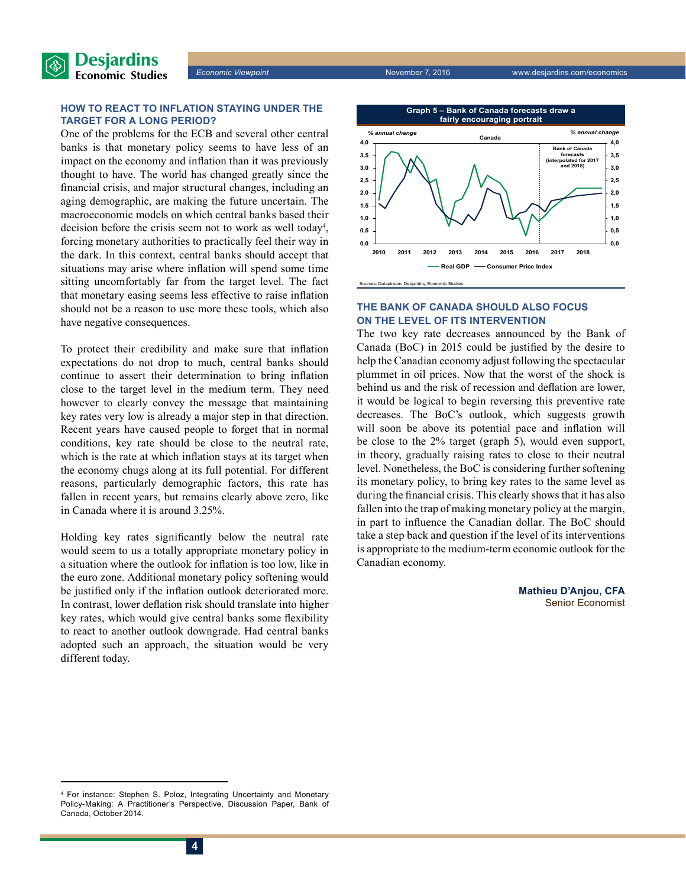### HOW TO REACT TO INFLATION STAYING UNDER THE TARGET FOR A LONG PERIOD?

One of the problems for the ECB and several other central banks is that monetary policy seems to have less of an impact on the economy and inflation than it was previously thought to have. The world has changed greatly since the financial crisis, and major structural changes, including an aging demographic, are making the future uncertain. The macroeconomic models on which central banks based their decision before the crisis seem not to work as well today[4], forcing monetary authorities to practically feel their way in the dark. In this context, central banks should accept that situations may arise where inflation will spend some time sitting uncomfortably far from the target level. The fact that monetary easing seems less effective to raise inflation should not be a reason to use more these tools, which also have negative consequences.

To protect their credibility and make sure that inflation expectations do not drop to much, central banks should continue to assert their determination to bring inflation close to the target level in the medium term. They need however to clearly convey the message that maintaining key rates very low is already a major step in that direction. Recent years have caused people to forget that in normal conditions, key rate should be close to the neutral rate, which is the rate at which inflation stays at its target when the economy chugs along at its full potential. For different reasons, particularly demographic factors, this rate has fallen in recent years, but remains clearly above zero, like in Canada where it is around 3.25%.

Holding key rates significantly below the neutral rate would seem to us a totally appropriate monetary policy in a situation where the outlook for inflation is too low, like in the euro zone. Additional monetary policy softening would be justified only if the inflation outlook deteriorated more. In contrast, lower deflation risk should translate into higher key rates, which would give central banks some flexibility to react to another outlook downgrade. Had central banks adopted such an approach, the situation would be very different today.

**Graph 5 – Bank of Canada forecasts draw a fairly encouraging portrait**

Canada

% annual change

% annual change

4,0
3,5
3,0
2,5
2,0
1,5
1,0
0,5
0,0

2010 2011 2012 2013 2014 2015 2016 2017 2018

Bank of Canada forecasts (interpolated for 2017 and 2018)

Real GDP — Consumer Price Index

Sources: Datastream, Desjardins, Economic Studies

### THE BANK OF CANADA SHOULD ALSO FOCUS ON THE LEVEL OF ITS INTERVENTION

The two key rate decreases announced by the Bank of Canada (BoC) in 2015 could be justified by the desire to help the Canadian economy adjust following the spectacular plummet in oil prices. Now that the worst of the shock is behind us and the risk of recession and deflation are lower, it would be logical to begin reversing this preventive rate decreases. The BoC's outlook, which suggests growth will soon be above its potential pace and inflation will be close to the 2% target (graph 5), would even support, in theory, gradually raising rates to close to their neutral level. Nonetheless, the BoC is considering further softening its monetary policy, to bring key rates to the same level as during the financial crisis. This clearly shows that it has also fallen into the trap of making monetary policy at the margin, in part to influence the Canadian dollar. The BoC should take a step back and question if the level of its interventions is appropriate to the medium-term economic outlook for the Canadian economy.

**Mathieu D'Anjou, CFA**
Senior Economist

---

[4] For instance: Stephen S. Poloz, Integrating Uncertainty and Monetary Policy-Making: A Practitioner's Perspective, Discussion Paper, Bank of Canada, October 2014.